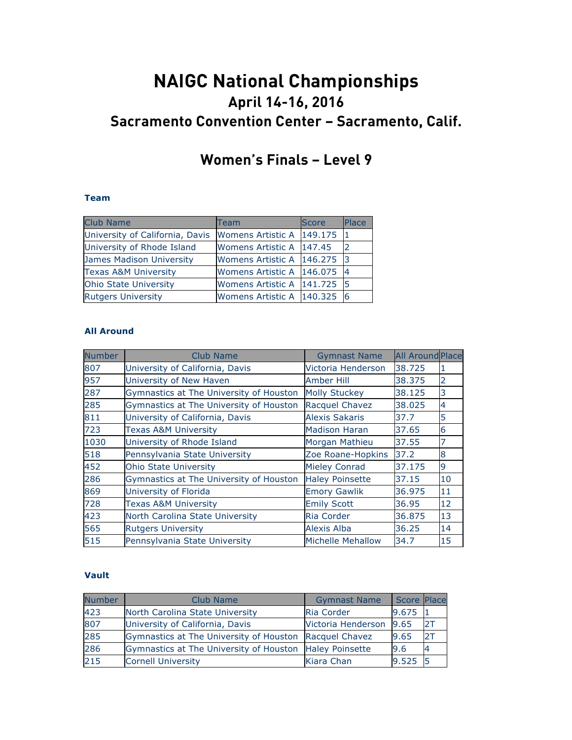# NAIGC National Championships

## April 14-16, 2016

## Sacramento Convention Center – Sacramento, Calif.

## Women's Finals – Level 9

### Team

| Club Name | Team | Score | Place |
|---|---|---|---|
| University of California, Davis | Womens Artistic A | 149.175 | 1 |
| University of Rhode Island | Womens Artistic A | 147.45 | 2 |
| James Madison University | Womens Artistic A | 146.275 | 3 |
| Texas A&M University | Womens Artistic A | 146.075 | 4 |
| Ohio State University | Womens Artistic A | 141.725 | 5 |
| Rutgers University | Womens Artistic A | 140.325 | 6 |

### All Around

| Number | Club Name | Gymnast Name | All Around | Place |
|---|---|---|---|---|
| 807 | University of California, Davis | Victoria Henderson | 38.725 | 1 |
| 957 | University of New Haven | Amber Hill | 38.375 | 2 |
| 287 | Gymnastics at The University of Houston | Molly Stuckey | 38.125 | 3 |
| 285 | Gymnastics at The University of Houston | Racquel Chavez | 38.025 | 4 |
| 811 | University of California, Davis | Alexis Sakaris | 37.7 | 5 |
| 723 | Texas A&M University | Madison Haran | 37.65 | 6 |
| 1030 | University of Rhode Island | Morgan Mathieu | 37.55 | 7 |
| 518 | Pennsylvania State University | Zoe Roane-Hopkins | 37.2 | 8 |
| 452 | Ohio State University | Mieley Conrad | 37.175 | 9 |
| 286 | Gymnastics at The University of Houston | Haley Poinsette | 37.15 | 10 |
| 869 | University of Florida | Emory Gawlik | 36.975 | 11 |
| 728 | Texas A&M University | Emily Scott | 36.95 | 12 |
| 423 | North Carolina State University | Ria Corder | 36.875 | 13 |
| 565 | Rutgers University | Alexis Alba | 36.25 | 14 |
| 515 | Pennsylvania State University | Michelle Mehallow | 34.7 | 15 |

### Vault

| Number | Club Name | Gymnast Name | Score | Place |
|---|---|---|---|---|
| 423 | North Carolina State University | Ria Corder | 9.675 | 1 |
| 807 | University of California, Davis | Victoria Henderson | 9.65 | 2T |
| 285 | Gymnastics at The University of Houston | Racquel Chavez | 9.65 | 2T |
| 286 | Gymnastics at The University of Houston | Haley Poinsette | 9.6 | 4 |
| 215 | Cornell University | Kiara Chan | 9.525 | 5 |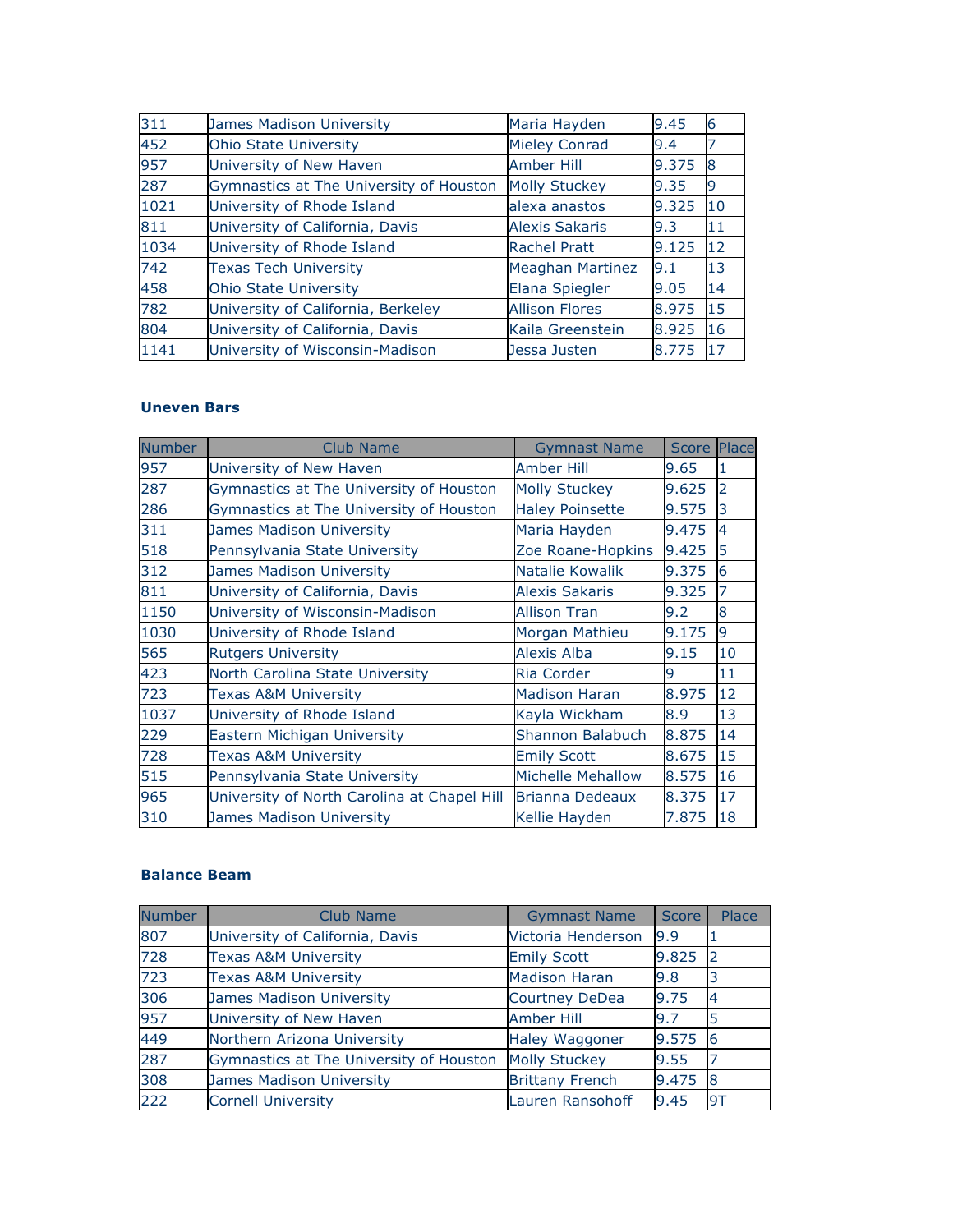| | | | | |
|---|---|---|---|---|
| 311 | James Madison University | Maria Hayden | 9.45 | 6 |
| 452 | Ohio State University | Mieley Conrad | 9.4 | 7 |
| 957 | University of New Haven | Amber Hill | 9.375 | 8 |
| 287 | Gymnastics at The University of Houston | Molly Stuckey | 9.35 | 9 |
| 1021 | University of Rhode Island | alexa anastos | 9.325 | 10 |
| 811 | University of California, Davis | Alexis Sakaris | 9.3 | 11 |
| 1034 | University of Rhode Island | Rachel Pratt | 9.125 | 12 |
| 742 | Texas Tech University | Meaghan Martinez | 9.1 | 13 |
| 458 | Ohio State University | Elana Spiegler | 9.05 | 14 |
| 782 | University of California, Berkeley | Allison Flores | 8.975 | 15 |
| 804 | University of California, Davis | Kaila Greenstein | 8.925 | 16 |
| 1141 | University of Wisconsin-Madison | Jessa Justen | 8.775 | 17 |

**Uneven Bars**

| Number | Club Name | Gymnast Name | Score | Place |
|---|---|---|---|---|
| 957 | University of New Haven | Amber Hill | 9.65 | 1 |
| 287 | Gymnastics at The University of Houston | Molly Stuckey | 9.625 | 2 |
| 286 | Gymnastics at The University of Houston | Haley Poinsette | 9.575 | 3 |
| 311 | James Madison University | Maria Hayden | 9.475 | 4 |
| 518 | Pennsylvania State University | Zoe Roane-Hopkins | 9.425 | 5 |
| 312 | James Madison University | Natalie Kowalik | 9.375 | 6 |
| 811 | University of California, Davis | Alexis Sakaris | 9.325 | 7 |
| 1150 | University of Wisconsin-Madison | Allison Tran | 9.2 | 8 |
| 1030 | University of Rhode Island | Morgan Mathieu | 9.175 | 9 |
| 565 | Rutgers University | Alexis Alba | 9.15 | 10 |
| 423 | North Carolina State University | Ria Corder | 9 | 11 |
| 723 | Texas A&M University | Madison Haran | 8.975 | 12 |
| 1037 | University of Rhode Island | Kayla Wickham | 8.9 | 13 |
| 229 | Eastern Michigan University | Shannon Balabuch | 8.875 | 14 |
| 728 | Texas A&M University | Emily Scott | 8.675 | 15 |
| 515 | Pennsylvania State University | Michelle Mehallow | 8.575 | 16 |
| 965 | University of North Carolina at Chapel Hill | Brianna Dedeaux | 8.375 | 17 |
| 310 | James Madison University | Kellie Hayden | 7.875 | 18 |

**Balance Beam**

| Number | Club Name | Gymnast Name | Score | Place |
|---|---|---|---|---|
| 807 | University of California, Davis | Victoria Henderson | 9.9 | 1 |
| 728 | Texas A&M University | Emily Scott | 9.825 | 2 |
| 723 | Texas A&M University | Madison Haran | 9.8 | 3 |
| 306 | James Madison University | Courtney DeDea | 9.75 | 4 |
| 957 | University of New Haven | Amber Hill | 9.7 | 5 |
| 449 | Northern Arizona University | Haley Waggoner | 9.575 | 6 |
| 287 | Gymnastics at The University of Houston | Molly Stuckey | 9.55 | 7 |
| 308 | James Madison University | Brittany French | 9.475 | 8 |
| 222 | Cornell University | Lauren Ransohoff | 9.45 | 9T |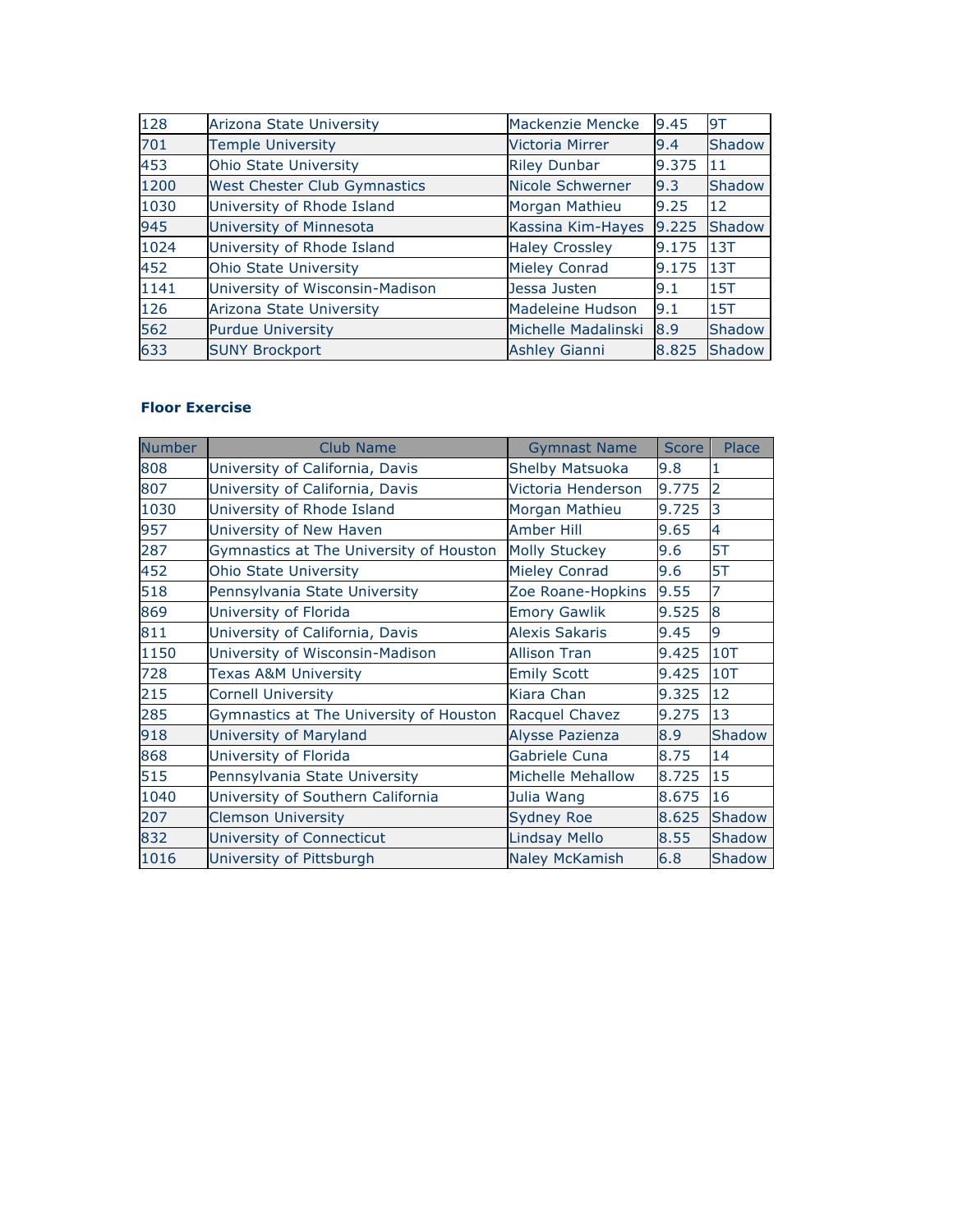| | | | | |
|---|---|---|---|---|
| 128 | Arizona State University | Mackenzie Mencke | 9.45 | 9T |
| 701 | Temple University | Victoria Mirrer | 9.4 | Shadow |
| 453 | Ohio State University | Riley Dunbar | 9.375 | 11 |
| 1200 | West Chester Club Gymnastics | Nicole Schwerner | 9.3 | Shadow |
| 1030 | University of Rhode Island | Morgan Mathieu | 9.25 | 12 |
| 945 | University of Minnesota | Kassina Kim-Hayes | 9.225 | Shadow |
| 1024 | University of Rhode Island | Haley Crossley | 9.175 | 13T |
| 452 | Ohio State University | Mieley Conrad | 9.175 | 13T |
| 1141 | University of Wisconsin-Madison | Jessa Justen | 9.1 | 15T |
| 126 | Arizona State University | Madeleine Hudson | 9.1 | 15T |
| 562 | Purdue University | Michelle Madalinski | 8.9 | Shadow |
| 633 | SUNY Brockport | Ashley Gianni | 8.825 | Shadow |

**Floor Exercise**

| Number | Club Name | Gymnast Name | Score | Place |
|---|---|---|---|---|
| 808 | University of California, Davis | Shelby Matsuoka | 9.8 | 1 |
| 807 | University of California, Davis | Victoria Henderson | 9.775 | 2 |
| 1030 | University of Rhode Island | Morgan Mathieu | 9.725 | 3 |
| 957 | University of New Haven | Amber Hill | 9.65 | 4 |
| 287 | Gymnastics at The University of Houston | Molly Stuckey | 9.6 | 5T |
| 452 | Ohio State University | Mieley Conrad | 9.6 | 5T |
| 518 | Pennsylvania State University | Zoe Roane-Hopkins | 9.55 | 7 |
| 869 | University of Florida | Emory Gawlik | 9.525 | 8 |
| 811 | University of California, Davis | Alexis Sakaris | 9.45 | 9 |
| 1150 | University of Wisconsin-Madison | Allison Tran | 9.425 | 10T |
| 728 | Texas A&M University | Emily Scott | 9.425 | 10T |
| 215 | Cornell University | Kiara Chan | 9.325 | 12 |
| 285 | Gymnastics at The University of Houston | Racquel Chavez | 9.275 | 13 |
| 918 | University of Maryland | Alysse Pazienza | 8.9 | Shadow |
| 868 | University of Florida | Gabriele Cuna | 8.75 | 14 |
| 515 | Pennsylvania State University | Michelle Mehallow | 8.725 | 15 |
| 1040 | University of Southern California | Julia Wang | 8.675 | 16 |
| 207 | Clemson University | Sydney Roe | 8.625 | Shadow |
| 832 | University of Connecticut | Lindsay Mello | 8.55 | Shadow |
| 1016 | University of Pittsburgh | Naley McKamish | 6.8 | Shadow |